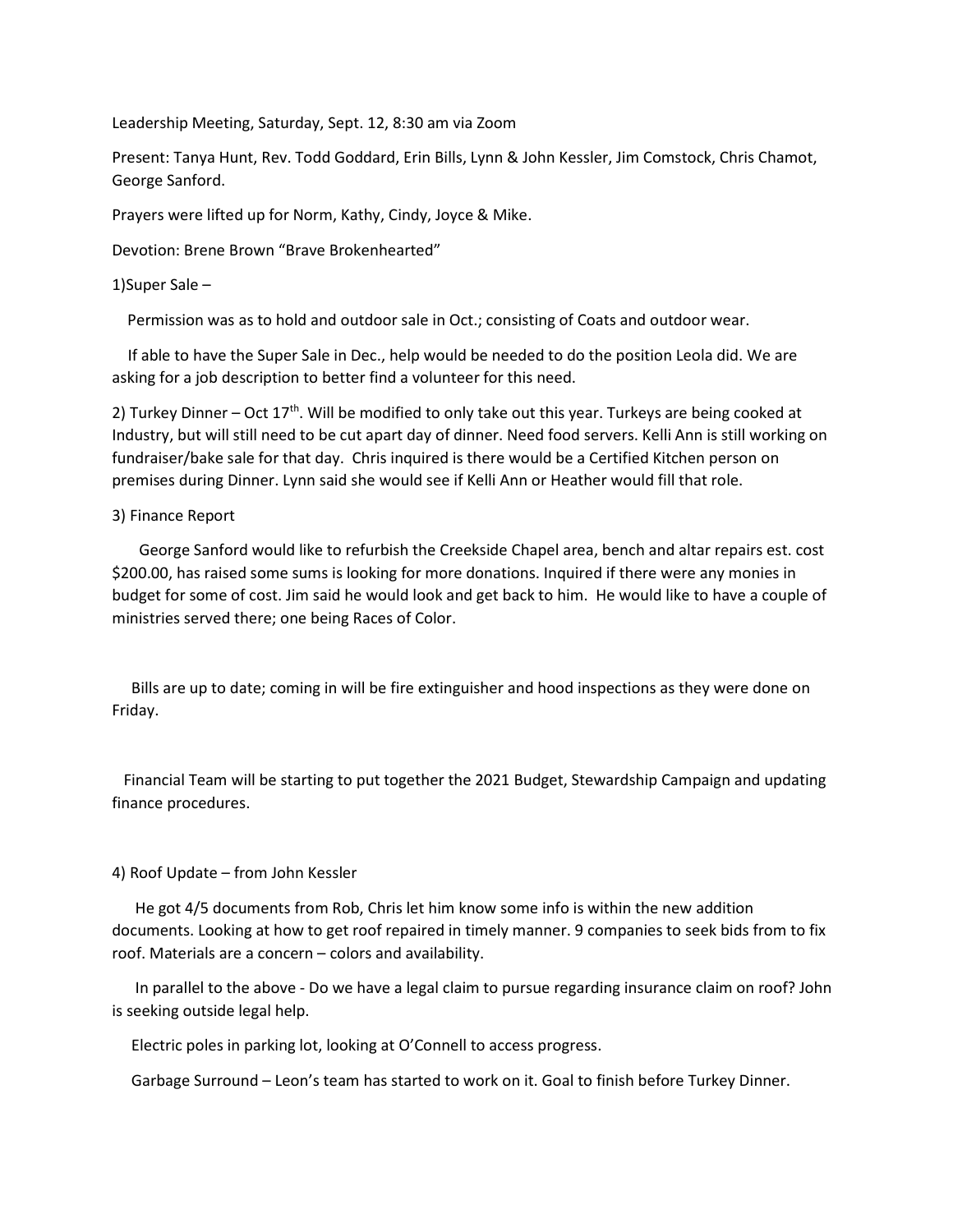Leadership Meeting, Saturday, Sept. 12, 8:30 am via Zoom

Present: Tanya Hunt, Rev. Todd Goddard, Erin Bills, Lynn & John Kessler, Jim Comstock, Chris Chamot, George Sanford.

Prayers were lifted up for Norm, Kathy, Cindy, Joyce & Mike.

Devotion: Brene Brown "Brave Brokenhearted"

1)Super Sale –

Permission was as to hold and outdoor sale in Oct.; consisting of Coats and outdoor wear.

If able to have the Super Sale in Dec., help would be needed to do the position Leola did. We are asking for a job description to better find a volunteer for this need.

2) Turkey Dinner – Oct 17th. Will be modified to only take out this year. Turkeys are being cooked at Industry, but will still need to be cut apart day of dinner. Need food servers. Kelli Ann is still working on fundraiser/bake sale for that day. Chris inquired is there would be a Certified Kitchen person on premises during Dinner. Lynn said she would see if Kelli Ann or Heather would fill that role.

3) Finance Report

George Sanford would like to refurbish the Creekside Chapel area, bench and altar repairs est. cost $200.00, has raised some sums is looking for more donations. Inquired if there were any monies in budget for some of cost. Jim said he would look and get back to him. He would like to have a couple of ministries served there; one being Races of Color.

Bills are up to date; coming in will be fire extinguisher and hood inspections as they were done on Friday.

Financial Team will be starting to put together the 2021 Budget, Stewardship Campaign and updating finance procedures.

4) Roof Update – from John Kessler

He got 4/5 documents from Rob, Chris let him know some info is within the new addition documents. Looking at how to get roof repaired in timely manner. 9 companies to seek bids from to fix roof. Materials are a concern – colors and availability.

In parallel to the above - Do we have a legal claim to pursue regarding insurance claim on roof? John is seeking outside legal help.

Electric poles in parking lot, looking at O'Connell to access progress.

Garbage Surround – Leon's team has started to work on it. Goal to finish before Turkey Dinner.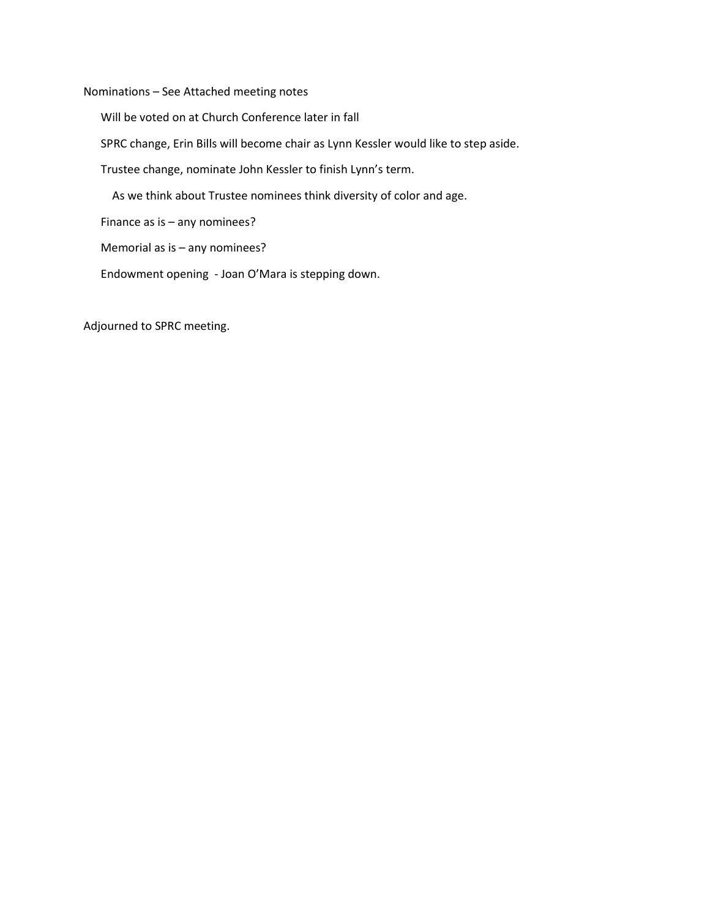Nominations – See Attached meeting notes

- Will be voted on at Church Conference later in fall
- SPRC change, Erin Bills will become chair as Lynn Kessler would like to step aside.
- Trustee change, nominate John Kessler to finish Lynn's term.
  - As we think about Trustee nominees think diversity of color and age.
- Finance as is – any nominees?
- Memorial as is – any nominees?
- Endowment opening - Joan O'Mara is stepping down.

Adjourned to SPRC meeting.